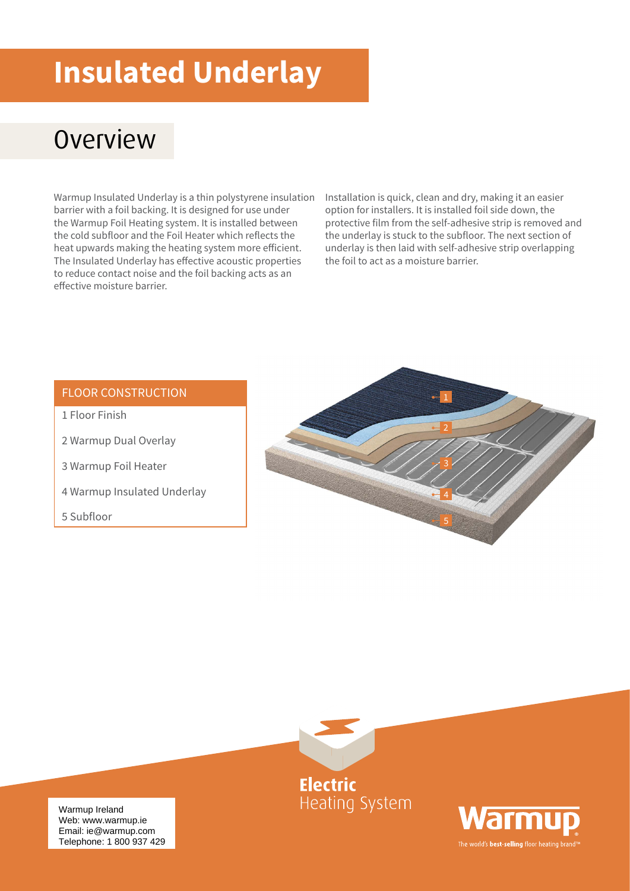# Insulated Underlay

## Overview

Warmup Insulated Underlay is a thin polystyrene insulation barrier with a foil backing. It is designed for use under the Warmup Foil Heating system. It is installed between the cold subfloor and the Foil Heater which reflects the heat upwards making the heating system more efficient. The Insulated Underlay has effective acoustic properties to reduce contact noise and the foil backing acts as an effective moisture barrier.

Installation is quick, clean and dry, making it an easier option for installers. It is installed foil side down, the protective film from the self-adhesive strip is removed and the underlay is stuck to the subfloor. The next section of underlay is then laid with self-adhesive strip overlapping the foil to act as a moisture barrier.

| FLOOR CONSTRUCTION |
| --- |
| 1 Floor Finish |
| 2 Warmup Dual Overlay |
| 3 Warmup Foil Heater |
| 4 Warmup Insulated Underlay |
| 5 Subfloor |

Warmup Ireland
Web: www.warmup.ie
Email: ie@warmup.com
Telephone: 1 800 937 429

**Electric** Heating System

Warmup
The world's **best-selling** floor heating brand™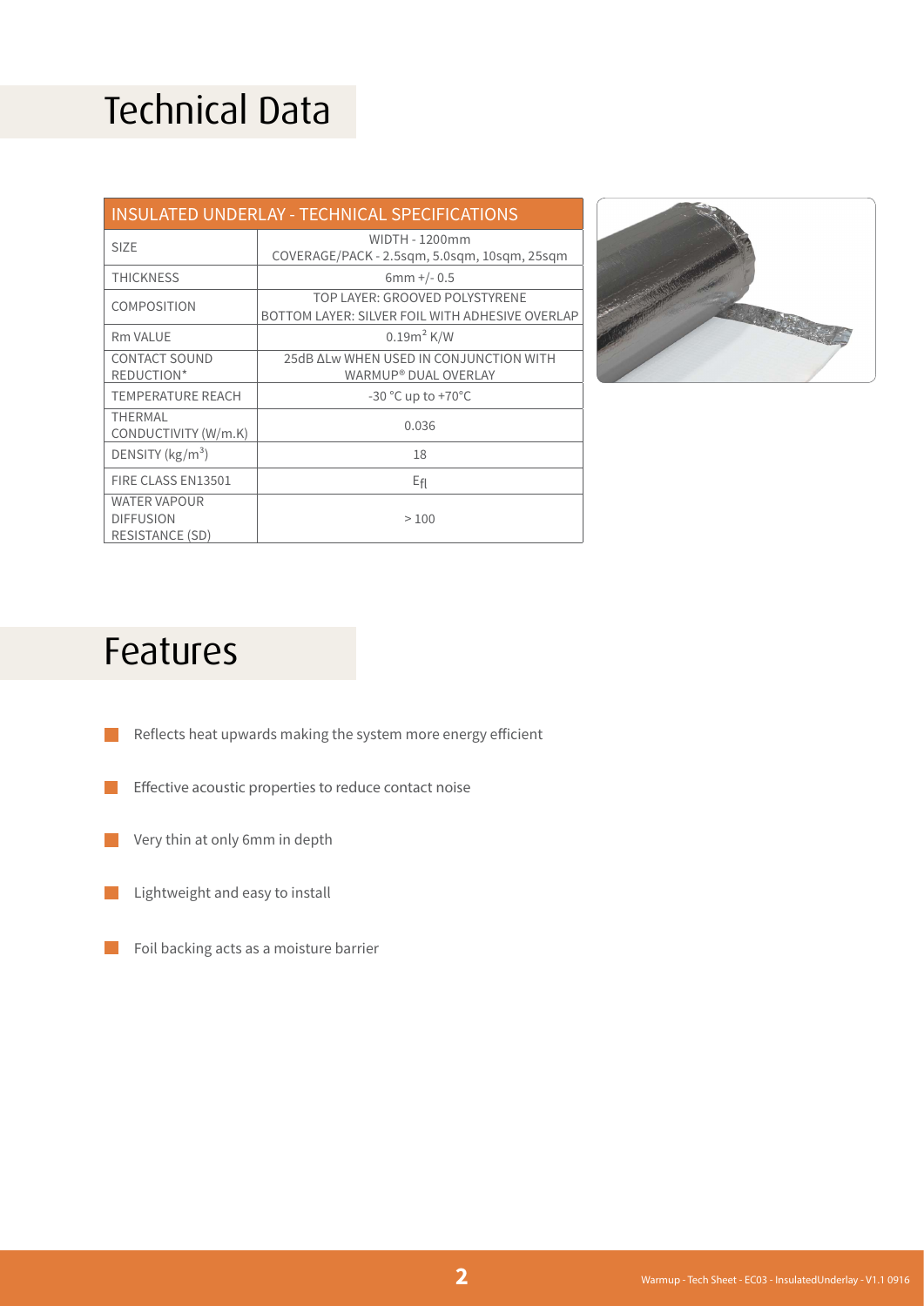# Technical Data

| INSULATED UNDERLAY - TECHNICAL SPECIFICATIONS | |
|---|---|
| SIZE | WIDTH - 1200mm<br>COVERAGE/PACK - 2.5sqm, 5.0sqm, 10sqm, 25sqm |
| THICKNESS | 6mm +/- 0.5 |
| COMPOSITION | TOP LAYER: GROOVED POLYSTYRENE<br>BOTTOM LAYER: SILVER FOIL WITH ADHESIVE OVERLAP |
| Rm VALUE | $0.19m^2$ K/W |
| CONTACT SOUND REDUCTION* | 25dB ΔLw WHEN USED IN CONJUNCTION WITH WARMUP® DUAL OVERLAY |
| TEMPERATURE REACH | -30 °C up to +70°C |
| THERMAL CONDUCTIVITY (W/m.K) | 0.036 |
| DENSITY ($kg/m^3$) | 18 |
| FIRE CLASS EN13501 | $E_{fl}$ |
| WATER VAPOUR DIFFUSION RESISTANCE (SD) | > 100 |

# Features

- Reflects heat upwards making the system more energy efficient
- Effective acoustic properties to reduce contact noise
- Very thin at only 6mm in depth
- Lightweight and easy to install
- Foil backing acts as a moisture barrier

Warmup - Tech Sheet - EC03 - InsulatedUnderlay - V1.1 0916